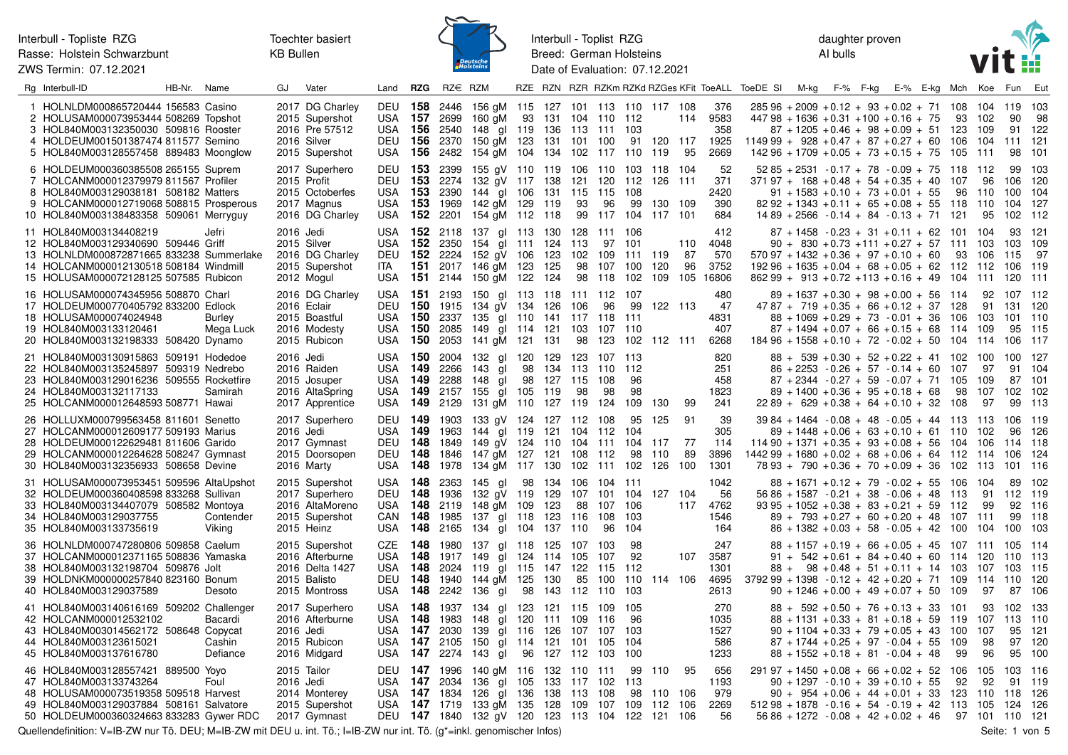Interbull - Topliste RZG
Rasse: Holstein Schwarzbunt
ZWS Termin: 07.12.2021

Toechter basiert
KB Bullen

Interbull - Toplist RZG
Breed: German Holsteins
Date of Evaluation: 07.12.2021

daughter proven
AI bulls

| Rg | Interbull-ID | HB-Nr. | Name | GJ | Vater | Land | RZG | RZ€ | RZM | RZE | RZN | RZR | RZKm | RZKd | RZGes | KFit | ToeALL | ToeDE | SI | M-kg | F-% | F-kg | E-% | E-kg | Mch | Koe | Fun | Eut |
|---|---|---|---|---|---|---|---|---|---|---|---|---|---|---|---|---|---|---|---|---|---|---|---|---|---|---|---|---|
| 1 | HOLNLDM000865720444 | 156583 | Casino | 2017 | DG Charley | DEU | **158** | 2446 | 156 gM | 115 | 127 | 101 | 113 | 110 | 117 | 108 | 376 | 285 | 96 | +2009 | +0.12 | +93 | +0.02 | +71 | 108 | 104 | 119 | 103 |
| 2 | HOLUSAM000073953444 | 508269 | Topshot | 2015 | Supershot | USA | **157** | 2699 | 160 gM | 93 | 131 | 104 | 110 | 112 | | 114 | 9583 | 447 | 98 | +1636 | +0.31 | +100 | +0.16 | +75 | 93 | 102 | 90 | 98 |
| 3 | HOL840M003132350030 | 509816 | Rooster | 2016 | Pre 57512 | USA | **156** | 2540 | 148 gI | 119 | 136 | 113 | 111 | 103 | | | 358 | | 87 | +1205 | +0.46 | +98 | +0.09 | +51 | 123 | 109 | 91 | 122 |
| 4 | HOLDEUM001501387474 | 811577 | Semino | 2016 | Silver | DEU | **156** | 2370 | 150 gM | 123 | 131 | 101 | 100 | 91 | 120 | 117 | 1925 | 1149 | 99 | +928 | +0.47 | +87 | +0.27 | +60 | 106 | 104 | 111 | 121 |
| 5 | HOL840M003128557458 | 889483 | Moonglow | 2015 | Supershot | USA | **156** | 2482 | 154 gM | 104 | 134 | 102 | 117 | 110 | 119 | 95 | 2669 | 142 | 96 | +1709 | +0.05 | +73 | +0.15 | +75 | 105 | 111 | 98 | 101 |
| 6 | HOLDEUM000360385508 | 265155 | Suprem | 2017 | Superhero | DEU | **153** | 2399 | 155 gV | 110 | 119 | 106 | 110 | 103 | 118 | 104 | 52 | 52 | 85 | +2531 | -0.17 | +78 | -0.09 | +75 | 118 | 112 | 99 | 103 |
| 7 | HOLCANM000012379979 | 811567 | Profiler | 2015 | Profit | DEU | **153** | 2274 | 132 gV | 117 | 138 | 121 | 120 | 112 | 126 | 111 | 371 | 371 | 97 | +168 | +0.48 | +54 | +0.35 | +40 | 107 | 96 | 106 | 120 |
| 8 | HOL840M003129038181 | 508182 | Matters | 2015 | Octoberfes | USA | **153** | 2390 | 144 gI | 106 | 131 | 115 | 115 | 108 | | | 2420 | | 91 | +1583 | +0.10 | +73 | +0.01 | +55 | 96 | 110 | 100 | 104 |
| 9 | HOLCANM000012719068 | 508815 | Prosperous | 2017 | Magnus | USA | **153** | 1969 | 142 gM | 129 | 119 | 93 | 96 | 99 | 130 | 109 | 390 | 82 | 92 | +1343 | +0.11 | +65 | +0.08 | +55 | 118 | 110 | 104 | 127 |
| 10 | HOL840M003138483358 | 509061 | Merryguy | 2016 | DG Charley | USA | **152** | 2201 | 154 gM | 112 | 118 | 99 | 117 | 104 | 117 | 101 | 684 | 14 | 89 | +2566 | -0.14 | +84 | -0.13 | +71 | 121 | 95 | 102 | 112 |
| 11 | HOL840M003134408219 | | Jefri | 2016 | Jedi | USA | **152** | 2118 | 137 gI | 113 | 130 | 128 | 111 | 106 | | | 412 | | 87 | +1458 | -0.23 | +31 | +0.11 | +62 | 101 | 104 | 93 | 121 |
| 12 | HOL840M003129340690 | 509446 | Griff | 2015 | Silver | USA | **152** | 2350 | 154 gI | 111 | 124 | 113 | 97 | 101 | | 110 | 4048 | | 90 | +830 | +0.73 | +111 | +0.27 | +57 | 111 | 103 | 115 | 109 |
| 13 | HOLNLDM000872871665 | 833238 | Summerlake | 2016 | DG Charley | DEU | **152** | 2224 | 152 gV | 106 | 123 | 102 | 109 | 111 | 119 | 87 | 570 | 570 | 97 | +1432 | +0.36 | +97 | +0.10 | +60 | 93 | 106 | 115 | 97 |
| 14 | HOLCANM000012130518 | 508184 | Windmill | 2015 | Supershot | ITA | **151** | 2017 | 146 gM | 123 | 125 | 98 | 107 | 100 | 120 | 96 | 3752 | 192 | 96 | +1635 | +0.04 | +68 | +0.05 | +62 | 112 | 112 | 106 | 119 |
| 15 | HOLUSAM000072128125 | 507585 | Rubicon | 2012 | Mogul | USA | **151** | 2144 | 150 gM | 122 | 124 | 98 | 118 | 102 | 109 | 105 | 16806 | 862 | 99 | +913 | +0.72 | +113 | +0.16 | +49 | 104 | 111 | 120 | 111 |
| 16 | HOLUSAM000074345956 | 508870 | Charl | 2016 | DG Charley | USA | **151** | 2193 | 150 gI | 113 | 118 | 111 | 112 | 107 | | | 480 | | 89 | +1637 | +0.30 | +98 | +0.00 | +56 | 114 | 92 | 107 | 112 |
| 17 | HOLDEUM000770405792 | 833200 | Edlock | 2016 | Eclair | DEU | **150** | 1915 | 134 gV | 134 | 126 | 106 | 96 | 99 | 122 | 113 | 47 | 47 | 87 | +719 | +0.35 | +66 | +0.12 | +37 | 128 | 91 | 131 | 120 |
| 18 | HOLUSAM000074024948 | | Burley | 2015 | Boastful | USA | **150** | 2337 | 135 gI | 110 | 141 | 117 | 118 | 111 | | | 4831 | | 88 | +1069 | +0.29 | +73 | -0.01 | +36 | 106 | 103 | 101 | 110 |
| 19 | HOL840M003133120461 | | Mega Luck | 2016 | Modesty | USA | **150** | 2085 | 149 gI | 114 | 121 | 103 | 107 | 110 | | | 407 | | 87 | +1494 | +0.07 | +66 | +0.15 | +68 | 114 | 109 | 95 | 115 |
| 20 | HOL840M003132198333 | 508420 | Dynamo | 2015 | Rubicon | USA | **150** | 2053 | 141 gM | 121 | 131 | 98 | 123 | 102 | 112 | 111 | 6268 | 184 | 96 | +1558 | +0.10 | +72 | -0.02 | +50 | 104 | 114 | 106 | 117 |
| 21 | HOL840M003130915863 | 509191 | Hodedoe | 2016 | Jedi | USA | **150** | 2004 | 132 gI | 120 | 129 | 123 | 107 | 113 | | | 820 | | 88 | +539 | +0.30 | +52 | +0.22 | +41 | 102 | 100 | 100 | 127 |
| 22 | HOL840M003135245897 | 509319 | Nedrebo | 2016 | Raiden | USA | **149** | 2266 | 143 gI | 98 | 134 | 113 | 110 | 112 | | | 251 | | 86 | +2253 | -0.26 | +57 | -0.14 | +60 | 107 | 97 | 91 | 104 |
| 23 | HOL840M003129016236 | 509555 | Rocketfire | 2015 | Josuper | USA | **149** | 2288 | 148 gI | 98 | 127 | 115 | 108 | 96 | | | 458 | | 87 | +2344 | -0.27 | +59 | -0.07 | +71 | 105 | 109 | 87 | 101 |
| 24 | HOL840M003132117133 | | Samirah | 2016 | AltaSpring | USA | **149** | 2157 | 155 gI | 105 | 119 | 98 | 98 | 98 | | | 1823 | | 89 | +1400 | +0.36 | +95 | +0.18 | +68 | 98 | 107 | 102 | 102 |
| 25 | HOLCANM000012648593 | 508771 | Hawai | 2017 | Apprentice | USA | **149** | 2129 | 131 gM | 110 | 127 | 119 | 124 | 109 | 130 | 99 | 241 | 22 | 89 | +629 | +0.38 | +64 | +0.10 | +32 | 108 | 97 | 99 | 113 |
| 26 | HOLLUXM000799563458 | 811601 | Senetto | 2017 | Superhero | DEU | **149** | 1903 | 133 gV | 124 | 127 | 112 | 108 | 95 | 125 | 91 | 39 | 39 | 84 | +1464 | -0.08 | +48 | -0.05 | +44 | 113 | 113 | 106 | 119 |
| 27 | HOLCANM000012609177 | 509193 | Marius | 2016 | Jedi | USA | **149** | 1963 | 144 gI | 119 | 121 | 104 | 112 | 104 | | | 305 | | 89 | +1448 | +0.06 | +63 | +0.10 | +61 | 110 | 102 | 96 | 126 |
| 28 | HOLDEUM000122629481 | 811606 | Garido | 2017 | Gymnast | DEU | **148** | 1849 | 149 gV | 124 | 110 | 104 | 111 | 104 | 117 | 77 | 114 | 114 | 90 | +1371 | +0.35 | +93 | +0.08 | +56 | 104 | 106 | 114 | 118 |
| 29 | HOLCANM000012264628 | 508247 | Gymnast | 2015 | Doorsopen | DEU | **148** | 1846 | 147 gM | 127 | 121 | 108 | 112 | 98 | 110 | 89 | 3896 | 1442 | 99 | +1680 | +0.02 | +68 | +0.06 | +64 | 112 | 114 | 106 | 124 |
| 30 | HOL840M003132356933 | 508658 | Devine | 2016 | Marty | USA | **148** | 1978 | 134 gM | 117 | 130 | 102 | 111 | 102 | 126 | 100 | 1301 | 78 | 93 | +790 | +0.36 | +70 | +0.09 | +36 | 102 | 113 | 101 | 116 |
| 31 | HOLUSAM000073953451 | 509596 | AltaUpshot | 2015 | Supershot | USA | **148** | 2363 | 145 gI | 98 | 134 | 106 | 104 | 111 | | | 1042 | | 88 | +1671 | +0.12 | +79 | -0.02 | +55 | 106 | 104 | 89 | 102 |
| 32 | HOLDEUM000360408598 | 833268 | Sullivan | 2017 | Superhero | DEU | **148** | 1936 | 132 gV | 119 | 129 | 107 | 101 | 104 | 127 | 104 | 56 | 56 | 86 | +1587 | -0.21 | +38 | -0.06 | +48 | 113 | 91 | 112 | 119 |
| 33 | HOL840M003134407079 | 508582 | Montoya | 2016 | AltaMoreno | USA | **148** | 2119 | 148 gM | 109 | 123 | 88 | 107 | 106 | | 117 | 4762 | 93 | 95 | +1052 | +0.38 | +83 | +0.21 | +59 | 112 | 99 | 92 | 116 |
| 34 | HOL840M003129037755 | | Contender | 2015 | Supershot | CAN | **148** | 1985 | 137 gI | 118 | 123 | 116 | 108 | 103 | | | 1546 | | 89 | +793 | +0.27 | +60 | +0.20 | +48 | 107 | 111 | 99 | 118 |
| 35 | HOL840M003133735619 | | Viking | 2015 | Heinz | USA | **148** | 2165 | 134 gI | 104 | 137 | 110 | 96 | 104 | | | 164 | | 86 | +1382 | +0.03 | +58 | -0.05 | +42 | 100 | 104 | 100 | 103 |
| 36 | HOLNLDM000747280806 | 509858 | Caelum | 2015 | Supershot | CZE | **148** | 1980 | 137 gI | 118 | 125 | 107 | 103 | 98 | | | 247 | | 88 | +1157 | +0.19 | +66 | +0.05 | +45 | 107 | 111 | 105 | 114 |
| 37 | HOLCANM000012371165 | 508836 | Yamaska | 2016 | Afterburne | USA | **148** | 1917 | 149 gI | 124 | 114 | 105 | 107 | 92 | | 107 | 3587 | | 91 | +542 | +0.61 | +84 | +0.40 | +60 | 114 | 120 | 110 | 113 |
| 38 | HOL840M003132198704 | 509876 | Jolt | 2016 | Delta 1427 | USA | **148** | 2024 | 119 gI | 115 | 147 | 122 | 115 | 112 | | | 1301 | | 88 | +98 | +0.48 | +51 | +0.11 | +14 | 103 | 107 | 103 | 115 |
| 39 | HOLDNKM000000257840 | 823160 | Bonum | 2015 | Balisto | DEU | **148** | 1940 | 144 gM | 125 | 130 | 85 | 100 | 110 | 114 | 106 | 4695 | 3792 | 99 | +1398 | -0.12 | +42 | +0.20 | +71 | 109 | 114 | 110 | 120 |
| 40 | HOL840M003129037589 | | Desoto | 2015 | Montross | USA | **148** | 2242 | 136 gI | 98 | 143 | 112 | 110 | 103 | | | 2613 | | 90 | +1246 | +0.00 | +49 | +0.07 | +50 | 109 | 97 | 87 | 106 |
| 41 | HOL840M003140616169 | 509202 | Challenger | 2017 | Superhero | USA | **148** | 1937 | 134 gI | 123 | 121 | 115 | 109 | 105 | | | 270 | | 88 | +592 | +0.50 | +76 | +0.13 | +33 | 101 | 93 | 102 | 133 |
| 42 | HOLCANM000012532102 | | Bacardi | 2016 | Afterburne | USA | **148** | 1983 | 148 gI | 120 | 111 | 109 | 116 | 96 | | | 1035 | | 88 | +1131 | +0.33 | +81 | +0.18 | +59 | 119 | 107 | 113 | 110 |
| 43 | HOL840M003014562172 | 508648 | Copycat | 2016 | Jedi | USA | **147** | 2030 | 139 gI | 116 | 126 | 107 | 107 | 103 | | | 1527 | | 90 | +1104 | +0.33 | +79 | +0.05 | +43 | 100 | 107 | 95 | 121 |
| 44 | HOL840M003123615021 | | Cashin | 2015 | Rubicon | USA | **147** | 2105 | 150 gI | 114 | 121 | 101 | 105 | 104 | | | 586 | | 87 | +1744 | +0.25 | +97 | -0.04 | +55 | 109 | 98 | 97 | 120 |
| 45 | HOL840M003137616780 | | Defiance | 2016 | Midgard | USA | **147** | 2274 | 143 gI | 96 | 127 | 112 | 103 | 100 | | | 1233 | | 88 | +1552 | +0.18 | +81 | -0.04 | +48 | 99 | 96 | 95 | 100 |
| 46 | HOL840M003128557421 | 889500 | Yoyo | 2015 | Tailor | DEU | **147** | 1996 | 140 gM | 116 | 132 | 110 | 111 | 99 | 110 | 95 | 656 | 291 | 97 | +1450 | +0.08 | +66 | +0.02 | +52 | 106 | 105 | 103 | 116 |
| 47 | HOL840M003133743264 | | Foul | 2016 | Jedi | USA | **147** | 2034 | 136 gI | 105 | 133 | 117 | 102 | 113 | | | 1193 | | 90 | +1297 | -0.10 | +39 | +0.10 | +55 | 92 | 92 | 91 | 119 |
| 48 | HOLUSAM000073519358 | 509518 | Harvest | 2014 | Monterey | USA | **147** | 1834 | 126 gI | 136 | 138 | 113 | 108 | 98 | 110 | 106 | 979 | | 90 | +954 | +0.06 | +44 | +0.01 | +33 | 123 | 110 | 118 | 126 |
| 49 | HOL840M003129037844 | 508161 | Salvatore | 2015 | Supershot | USA | **147** | 1719 | 133 gM | 135 | 128 | 109 | 107 | 109 | 112 | 106 | 2269 | 512 | 98 | +1878 | -0.16 | +54 | -0.19 | +42 | 113 | 105 | 124 | 126 |
| 50 | HOLDEUM000360324663 | 833283 | Gywer RDC | 2017 | Gymnast | DEU | **147** | 1840 | 132 gV | 120 | 123 | 113 | 104 | 122 | 121 | 106 | 56 | 56 | 86 | +1272 | -0.08 | +42 | +0.02 | +46 | 97 | 101 | 110 | 121 |

Quellendefinition: V=IB-ZW nur Tö. DEU; M=IB-ZW mit DEU u. int. Tö.; I=IB-ZW nur int. Tö. (g*=inkl. genomischer Infos)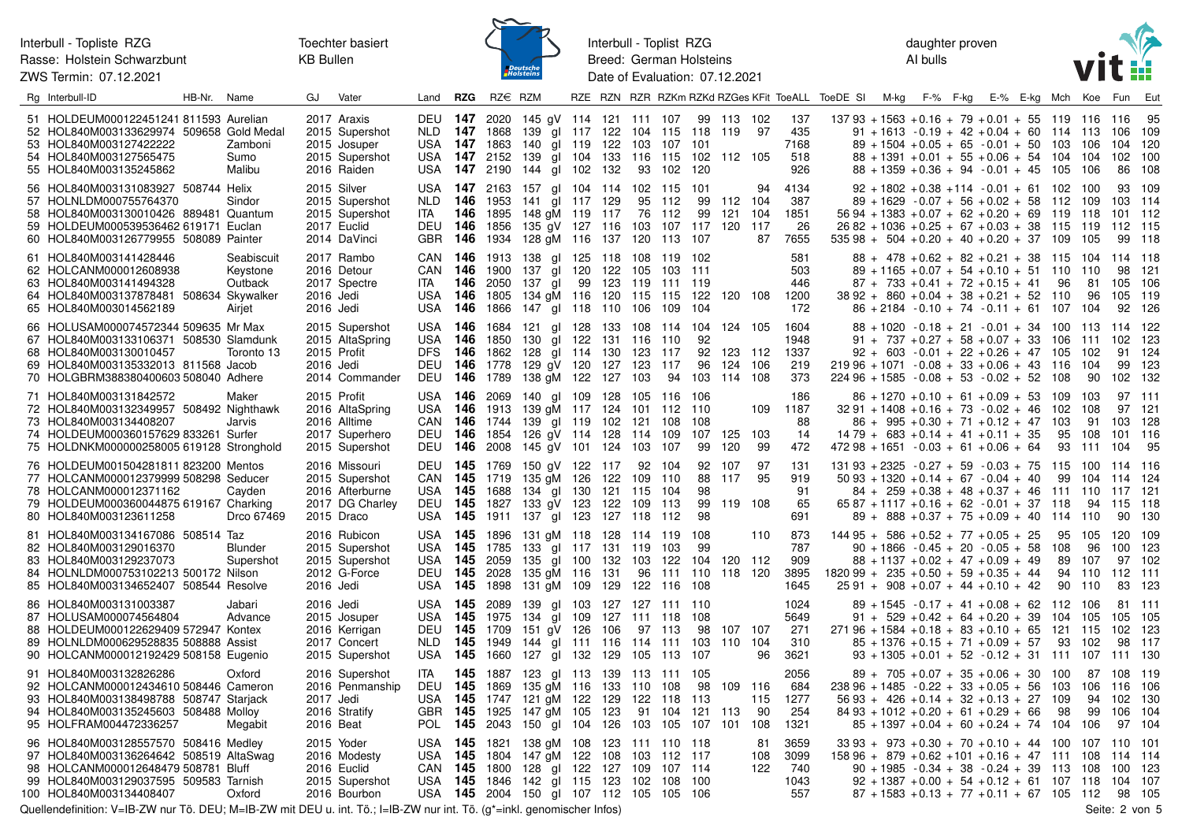Interbull - Topliste RZG
Rasse: Holstein Schwarzbunt
ZWS Termin: 07.12.2021

Toechter basiert KB Bullen

Interbull - Toplist RZG
Breed: German Holsteins
Date of Evaluation: 07.12.2021

daughter proven AI bulls

| Rg | Interbull-ID | HB-Nr. | Name | GJ | Vater | Land | RZG | RZ€ | RZM | RZE | RZN | RZR | RZKm | RZKd | RZGes | KFit | ToeALL | ToeDE | SI | M-kg | F-% | F-kg | E-% | E-kg | Mch | Koe | Fun | Eut |
|---|---|---|---|---|---|---|---|---|---|---|---|---|---|---|---|---|---|---|---|---|---|---|---|---|---|---|---|---|
| 51 | HOLDEU000122451241 | 811593 | Aurelian | 2017 | Araxis | DEU | **147** | 2020 | 145 gV | 114 | 121 | 111 | 107 | 99 | 113 | 102 | 137 | 137 | 93 | +1563 | +0.16 | +79 | +0.01 | +55 | 119 | 116 | 116 | 95 |
| 52 | HOL840M003133629974 | 509658 | Gold Medal | 2015 | Supershot | NLD | **147** | 1868 | 139 gl | 117 | 122 | 104 | 115 | 118 | 119 | 97 | 435 | | 91 | +1613 | -0.19 | +42 | +0.04 | +60 | 114 | 113 | 106 | 109 |
| 53 | HOL840M003127422222 | | Zamboni | 2015 | Josuper | USA | **147** | 1863 | 140 gl | 119 | 122 | 103 | 107 | 101 | | | 7168 | | 89 | +1504 | +0.05 | +65 | -0.01 | +50 | 103 | 106 | 104 | 120 |
| 54 | HOL840M003127565475 | | Sumo | 2015 | Supershot | USA | **147** | 2152 | 139 gl | 104 | 133 | 116 | 115 | 102 | 112 | 105 | 518 | | 88 | +1391 | +0.01 | +55 | +0.06 | +54 | 104 | 104 | 102 | 100 |
| 55 | HOL840M003135245862 | | Malibu | 2016 | Raiden | USA | **147** | 2190 | 144 gl | 102 | 132 | 93 | 102 | 120 | | | 926 | | 88 | +1359 | +0.36 | +94 | -0.01 | +45 | 105 | 106 | 86 | 108 |
| 56 | HOL840M003131083927 | 508744 | Helix | 2015 | Silver | USA | **147** | 2163 | 157 gl | 104 | 114 | 102 | 115 | 101 | | 94 | 4134 | | 92 | +1802 | +0.38 | +114 | -0.01 | +61 | 102 | 100 | 93 | 109 |
| 57 | HOLNLDM000755764370 | | Sindor | 2015 | Supershot | NLD | **146** | 1953 | 141 gl | 117 | 129 | 95 | 112 | 99 | 112 | 104 | 387 | | 89 | +1629 | -0.07 | +56 | +0.02 | +58 | 112 | 109 | 103 | 114 |
| 58 | HOL840M003130010426 | 889481 | Quantum | 2015 | Supershot | ITA | **146** | 1895 | 148 gM | 119 | 117 | 76 | 112 | 99 | 121 | 104 | 1851 | 56 | 94 | +1383 | +0.07 | +62 | +0.20 | +69 | 119 | 118 | 101 | 112 |
| 59 | HOLDEU000539536462 | 619171 | Euclan | 2017 | Euclid | DEU | **146** | 1856 | 135 gV | 127 | 116 | 103 | 107 | 117 | 120 | 117 | 26 | 26 | 82 | +1036 | +0.25 | +67 | +0.03 | +38 | 115 | 119 | 112 | 115 |
| 60 | HOL840M003126779955 | 508089 | Painter | 2014 | DaVinci | GBR | **146** | 1934 | 128 gM | 116 | 137 | 120 | 113 | 107 | | 87 | 7655 | 535 | 98 | +504 | +0.20 | +40 | +0.20 | +37 | 109 | 105 | 99 | 118 |
| 61 | HOL840M003141428446 | | Seabiscuit | 2017 | Rambo | CAN | **146** | 1913 | 138 gl | 125 | 118 | 108 | 119 | 102 | | | 581 | | 88 | +478 | +0.62 | +82 | +0.21 | +38 | 115 | 104 | 114 | 118 |
| 62 | HOLCANM000012608938 | | Keystone | 2016 | Detour | CAN | **146** | 1900 | 137 gl | 120 | 122 | 105 | 103 | 111 | | | 503 | | 89 | +1165 | +0.07 | +54 | +0.10 | +51 | 110 | 110 | 98 | 121 |
| 63 | HOL840M003141494328 | | Outback | 2017 | Spectre | ITA | **146** | 2050 | 137 gl | 99 | 123 | 119 | 111 | 119 | | | 446 | | 87 | +733 | +0.41 | +72 | +0.15 | +41 | 96 | 81 | 105 | 106 |
| 64 | HOL840M003137878481 | 508634 | Skywalker | 2016 | Jedi | USA | **146** | 1805 | 134 gM | 116 | 120 | 115 | 115 | 122 | 120 | 108 | 1200 | 38 | 92 | +860 | +0.04 | +38 | +0.21 | +52 | 110 | 96 | 105 | 119 |
| 65 | HOL840M003014562189 | | Airjet | 2016 | Jedi | USA | **146** | 1866 | 147 gl | 118 | 110 | 106 | 109 | 104 | | | 172 | | 86 | +2184 | -0.10 | +74 | -0.11 | +61 | 107 | 104 | 92 | 126 |
| 66 | HOLUSAM000074572344 | 509635 | Mr Max | 2015 | Supershot | USA | **146** | 1684 | 121 gl | 128 | 133 | 108 | 114 | 104 | 124 | 105 | 1604 | | 88 | +1020 | -0.18 | +21 | -0.01 | +34 | 100 | 113 | 114 | 122 |
| 67 | HOL840M003133106371 | 508530 | Slamdunk | 2015 | AltaSpring | USA | **146** | 1850 | 130 gl | 122 | 131 | 116 | 110 | 92 | | | 1948 | | 91 | +737 | +0.27 | +58 | +0.07 | +33 | 106 | 111 | 102 | 123 |
| 68 | HOL840M003130010457 | | Toronto 13 | 2015 | Profit | DFS | **146** | 1862 | 128 gl | 114 | 130 | 123 | 117 | 92 | 123 | 112 | 1337 | | 92 | +603 | -0.01 | +22 | +0.26 | +47 | 105 | 102 | 91 | 124 |
| 69 | HOL840M003135332013 | 811568 | Jacob | 2016 | Jedi | DEU | **146** | 1778 | 129 gV | 120 | 127 | 123 | 117 | 96 | 124 | 106 | 219 | 219 | 96 | +1071 | -0.08 | +33 | +0.06 | +43 | 116 | 104 | 99 | 123 |
| 70 | HOLGBRM388380400603 | 508040 | Adhere | 2014 | Commander | DEU | **146** | 1789 | 138 gM | 122 | 127 | 103 | 94 | 103 | 114 | 108 | 373 | 224 | 96 | +1585 | -0.08 | +53 | -0.02 | +52 | 108 | 90 | 102 | 132 |
| 71 | HOL840M003131842572 | | Maker | 2015 | Profit | USA | **146** | 2069 | 140 gl | 109 | 128 | 105 | 116 | 106 | | | 186 | | 86 | +1270 | +0.10 | +61 | +0.09 | +53 | 109 | 103 | 97 | 111 |
| 72 | HOL840M003132349957 | 508492 | Nighthawk | 2016 | AltaSpring | USA | **146** | 1913 | 139 gM | 117 | 124 | 101 | 112 | 110 | | 109 | 1187 | 32 | 91 | +1408 | +0.16 | +73 | -0.02 | +46 | 102 | 108 | 97 | 121 |
| 73 | HOL840M003134408207 | | Jarvis | 2016 | Alltime | CAN | **146** | 1744 | 139 gl | 119 | 102 | 121 | 108 | 108 | | | 88 | | 86 | +995 | +0.30 | +71 | +0.12 | +47 | 103 | 91 | 103 | 128 |
| 74 | HOLDEU000360157629 | 833261 | Surfer | 2017 | Superhero | DEU | **146** | 1854 | 126 gV | 114 | 128 | 114 | 109 | 107 | 125 | 103 | 14 | 14 | 79 | +683 | +0.14 | +41 | +0.11 | +35 | 95 | 108 | 101 | 116 |
| 75 | HOLDNKM000000258005 | 619128 | Stronghold | 2015 | Supershot | DEU | **146** | 2008 | 145 gV | 101 | 124 | 103 | 107 | 99 | 120 | 99 | 472 | 472 | 98 | +1651 | -0.03 | +61 | +0.06 | +64 | 93 | 111 | 104 | 95 |
| 76 | HOLDEU001504281811 | 823200 | Mentos | 2016 | Missouri | DEU | **145** | 1769 | 150 gV | 122 | 117 | 92 | 104 | 92 | 107 | 97 | 131 | 131 | 93 | +2325 | -0.27 | +59 | -0.03 | +75 | 115 | 100 | 114 | 116 |
| 77 | HOLCANM000012379999 | 508298 | Seducer | 2015 | Supershot | CAN | **145** | 1719 | 135 gM | 126 | 122 | 109 | 110 | 88 | 117 | 95 | 919 | 50 | 93 | +1320 | +0.14 | +67 | -0.04 | +40 | 99 | 104 | 114 | 124 |
| 78 | HOL840M003012371162 | | Cayden | 2016 | Afterburne | USA | **145** | 1688 | 134 gl | 130 | 121 | 115 | 104 | 98 | | | 91 | | 84 | +259 | +0.38 | +48 | +0.37 | +46 | 111 | 110 | 117 | 121 |
| 79 | HOLDEU000360044875 | 619167 | Charking | 2017 | DG Charley | DEU | **145** | 1827 | 133 gV | 123 | 122 | 109 | 113 | 99 | 119 | 108 | 65 | 65 | 87 | +1117 | +0.16 | +62 | -0.01 | +37 | 118 | 94 | 115 | 118 |
| 80 | HOL840M003123611258 | | Drco 67469 | 2015 | Draco | USA | **145** | 1911 | 137 gl | 123 | 127 | 118 | 112 | 98 | | | 691 | | 89 | +888 | +0.37 | +75 | +0.09 | +40 | 114 | 110 | 90 | 130 |
| 81 | HOL840M003134171086 | 508514 | Taz | 2016 | Rubicon | USA | **145** | 1896 | 131 gM | 118 | 128 | 114 | 119 | 108 | | 110 | 873 | 144 | 95 | +586 | +0.52 | +77 | +0.05 | +25 | 95 | 105 | 120 | 109 |
| 82 | HOL840M003129016370 | | Blunder | 2015 | Supershot | USA | **145** | 1785 | 133 gl | 117 | 131 | 119 | 103 | 99 | | | 787 | | 90 | +1866 | -0.45 | +20 | -0.05 | +58 | 108 | 96 | 100 | 123 |
| 83 | HOL840M003129237073 | | Supershot | 2015 | Supershot | USA | **145** | 2059 | 135 gl | 100 | 132 | 103 | 122 | 104 | 120 | 112 | 909 | | 88 | +1137 | +0.02 | +47 | +0.09 | +49 | 89 | 107 | 97 | 102 |
| 84 | HOLNLDM000753102213 | 500172 | Nilson | 2012 | G-Force | DEU | **145** | 2028 | 135 gM | 116 | 131 | 96 | 111 | 110 | 118 | 120 | 3895 | 1820 | 99 | +235 | +0.50 | +59 | +0.35 | +44 | 94 | 110 | 112 | 111 |
| 85 | HOL840M003134652407 | 508544 | Resolve | 2016 | Jedi | USA | **145** | 1898 | 131 gM | 109 | 129 | 122 | 116 | 108 | | | 1645 | 25 | 91 | +908 | +0.07 | +44 | +0.10 | +42 | 90 | 110 | 83 | 123 |
| 86 | HOL840M003131003387 | | Jabari | 2016 | Jedi | USA | **145** | 2089 | 139 gl | 103 | 127 | 127 | 111 | 110 | | | 1024 | | 89 | +1545 | -0.17 | +41 | +0.08 | +62 | 112 | 106 | 81 | 111 |
| 87 | HOLUSAM000074564804 | | Advance | 2015 | Josuper | USA | **145** | 1975 | 134 gl | 109 | 127 | 111 | 118 | 108 | | | 5649 | | 91 | +529 | +0.42 | +64 | +0.20 | +39 | 104 | 105 | 105 | 105 |
| 88 | HOLDEU000122629409 | 572947 | Kontex | 2016 | Kerrigan | DEU | **145** | 1709 | 151 gV | 126 | 106 | 97 | 113 | 98 | 107 | 107 | 271 | 271 | 96 | +1584 | +0.18 | +83 | +0.10 | +65 | 121 | 115 | 102 | 123 |
| 89 | HOLNLDM000629528835 | 508888 | Assist | 2017 | Concert | NLD | **145** | 1949 | 144 gl | 111 | 116 | 114 | 111 | 103 | 110 | 104 | 310 | | 85 | +1376 | +0.15 | +71 | +0.09 | +57 | 93 | 102 | 98 | 117 |
| 90 | HOLCANM000012192429 | 508158 | Eugenio | 2015 | Supershot | USA | **145** | 1660 | 127 gl | 132 | 129 | 105 | 113 | 107 | | 96 | 3621 | | 93 | +1305 | +0.01 | +52 | -0.12 | +31 | 111 | 107 | 111 | 130 |
| 91 | HOL840M003132826286 | | Oxford | 2016 | Supershot | ITA | **145** | 1887 | 123 gl | 113 | 139 | 113 | 111 | 105 | | | 2056 | | 89 | +705 | +0.07 | +35 | +0.06 | +30 | 100 | 87 | 108 | 119 |
| 92 | HOLCANM000012434610 | 508446 | Cameron | 2016 | Penmanship | DEU | **145** | 1869 | 135 gM | 116 | 133 | 110 | 108 | 98 | 109 | 116 | 684 | 238 | 96 | +1485 | -0.22 | +33 | +0.05 | +56 | 103 | 106 | 116 | 106 |
| 93 | HOL840M003138498788 | 508747 | Starjack | 2017 | Jedi | USA | **145** | 1747 | 121 gM | 122 | 129 | 122 | 118 | 113 | | 115 | 1277 | 56 | 93 | +426 | +0.14 | +32 | +0.13 | +27 | 109 | 94 | 102 | 130 |
| 94 | HOL840M003135245603 | 508488 | Molloy | 2016 | Stratify | GBR | **145** | 1925 | 147 gM | 105 | 123 | 91 | 104 | 121 | 113 | 90 | 254 | 84 | 93 | +1012 | +0.20 | +61 | +0.29 | +66 | 98 | 99 | 106 | 104 |
| 95 | HOLFRAM004472336257 | | Megabit | 2016 | Beat | POL | **145** | 2043 | 150 gl | 104 | 126 | 103 | 105 | 107 | 101 | 108 | 1321 | | 85 | +1397 | +0.04 | +60 | +0.24 | +74 | 104 | 106 | 97 | 104 |
| 96 | HOL840M003128557570 | 508416 | Medley | 2015 | Yoder | USA | **145** | 1821 | 138 gM | 108 | 123 | 111 | 110 | 118 | | 81 | 3659 | 33 | 93 | +973 | +0.30 | +70 | +0.10 | +44 | 100 | 107 | 110 | 101 |
| 97 | HOL840M003136264642 | 508519 | AltaSwag | 2016 | Modesty | USA | **145** | 1804 | 147 gM | 122 | 108 | 103 | 112 | 117 | | 108 | 3099 | 158 | 96 | +879 | +0.62 | +101 | +0.16 | +47 | 111 | 108 | 114 | 114 |
| 98 | HOLCANM000012648479 | 508781 | Bluff | 2016 | Euclid | CAN | **145** | 1800 | 128 gl | 122 | 127 | 109 | 107 | 114 | | 122 | 740 | | 90 | +1985 | -0.34 | +38 | -0.24 | +39 | 113 | 108 | 100 | 123 |
| 99 | HOL840M003129037595 | 509583 | Tarnish | 2015 | Supershot | USA | **145** | 1846 | 142 gl | 115 | 123 | 102 | 108 | 100 | | | 1043 | | 92 | +1387 | +0.00 | +54 | +0.12 | +61 | 107 | 118 | 104 | 107 |
| 100 | HOL840M003134408207 | | Oxford | 2016 | Bourbon | USA | **145** | 2004 | 150 gl | 107 | 112 | 105 | 105 | 106 | | | 557 | | 87 | +1583 | +0.13 | +77 | +0.11 | +67 | 105 | 112 | 98 | 105 |

Quellendefinition: V=IB-ZW nur Tö. DEU; M=IB-ZW mit DEU u. int. Tö.; I=IB-ZW nur int. Tö. (g*=inkl. genomischer Infos)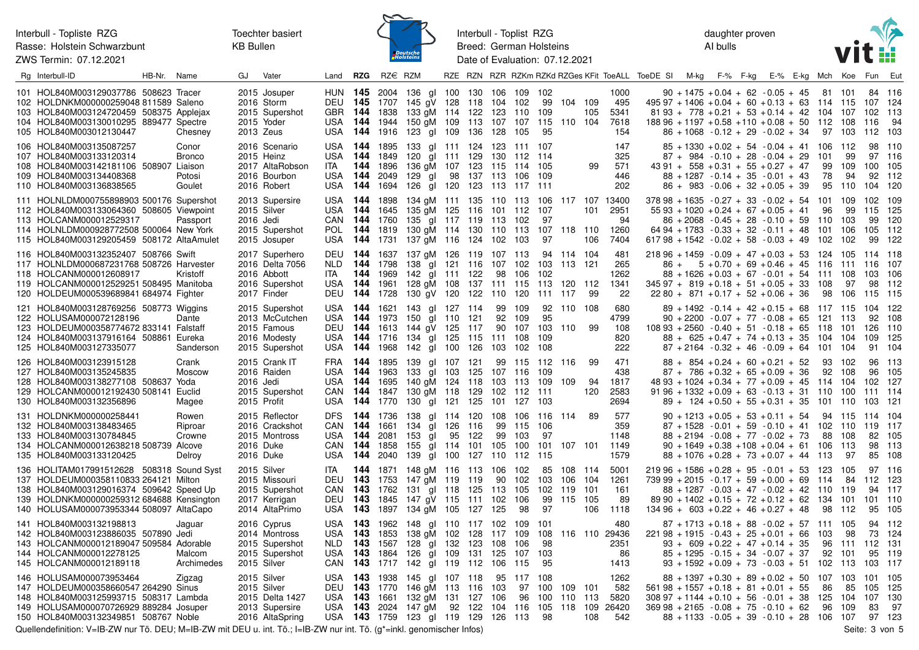Interbull - Topliste RZG
Rasse: Holstein Schwarzbunt
ZWS Termin: 07.12.2021

Toechter basiert
KB Bullen

Interbull - Toplist RZG
Breed: German Holsteins
Date of Evaluation: 07.12.2021

daughter proven
AI bulls

| Rg | Interbull-ID | HB-Nr. | Name | GJ | Vater | Land | RZG | RZ€ | RZM | RZE | RZN | RZR | RZKm | RZKd | RZGes | KFit | ToeALL | ToeDE | SI | M-kg | F-% | F-kg | E-% | E-kg | Mch | Koe | Fun | Eut |
|---|---|---|---|---|---|---|---|---|---|---|---|---|---|---|---|---|---|---|---|---|---|---|---|---|---|---|---|---|
| 101 | HOL840M003129037786 | 508623 | Tracer | 2015 | Josuper | HUN | **145** | 2004 | 136 gl | 100 | 130 | 106 | 109 | 102 | | | 1000 | | 90 | +1475 | +0.04 | +62 | -0.05 | +45 | 81 | 101 | 84 | 116 |
| 102 | HOLDNKM000000259048 | 811589 | Saleno | 2016 | Storm | DEU | **145** | 1707 | 145 gV | 128 | 118 | 104 | 102 | 99 | 104 | 109 | 495 | 495 | 97 | +1406 | +0.04 | +60 | +0.13 | +63 | 114 | 115 | 107 | 124 |
| 103 | HOL840M003124720459 | 508375 | Applejax | 2015 | Supershot | GBR | **144** | 1838 | 133 gM | 114 | 122 | 123 | 110 | 109 | | 105 | 5341 | 81 | 93 | +778 | +0.21 | +53 | +0.14 | +42 | 104 | 107 | 102 | 113 |
| 104 | HOL840M003130010295 | 889477 | Spectre | 2015 | Yoder | USA | **144** | 1944 | 150 gM | 109 | 113 | 107 | 107 | 115 | 110 | 104 | 7618 | 188 | 96 | +1197 | +0.58 | +110 | +0.08 | +50 | 112 | 108 | 116 | 94 |
| 105 | HOL840M003012130447 | | Chesney | 2013 | Zeus | USA | **144** | 1916 | 123 gl | 109 | 136 | 128 | 105 | 95 | | | 154 | | 86 | +1068 | -0.12 | +29 | -0.02 | +34 | 97 | 103 | 112 | 103 |
| 106 | HOL840M003135087257 | | Conor | 2016 | Scenario | USA | **144** | 1895 | 133 gl | 111 | 124 | 123 | 111 | 107 | | | 147 | | 85 | +1330 | +0.02 | +54 | -0.04 | +41 | 106 | 112 | 98 | 110 |
| 107 | HOL840M003133120314 | | Bronco | 2015 | Heinz | USA | **144** | 1849 | 120 gl | 111 | 129 | 130 | 112 | 114 | | | 325 | | 87 | +984 | -0.10 | +28 | -0.04 | +29 | 101 | 99 | 97 | 116 |
| 108 | HOL840M003142181106 | 508907 | Liaison | 2017 | AltaRobson | ITA | **144** | 1896 | 136 gM | 107 | 123 | 115 | 114 | 105 | | 99 | 571 | 43 | 91 | +558 | +0.31 | +55 | +0.27 | +47 | 99 | 109 | 100 | 105 |
| 109 | HOL840M003134408368 | | Potosi | 2016 | Bourbon | USA | **144** | 2049 | 129 gl | 98 | 137 | 113 | 106 | 109 | | | 446 | | 88 | +1287 | -0.14 | +35 | -0.01 | +43 | 78 | 94 | 92 | 112 |
| 110 | HOL840M003136838565 | | Goulet | 2016 | Robert | USA | **144** | 1694 | 126 gl | 120 | 123 | 113 | 117 | 111 | | | 202 | | 86 | +983 | -0.06 | +32 | +0.05 | +39 | 95 | 110 | 104 | 120 |
| 111 | HOLNLDM000755898903 | 500176 | Supershot | 2013 | Supersire | USA | **144** | 1898 | 134 gM | 111 | 135 | 110 | 113 | 106 | 117 | 107 | 13400 | 378 | 98 | +1635 | -0.27 | +33 | -0.02 | +54 | 101 | 109 | 102 | 109 |
| 112 | HOL840M003133064360 | 508605 | Viewpoint | 2015 | Silver | USA | **144** | 1645 | 135 gM | 125 | 116 | 101 | 112 | 107 | | 101 | 2951 | 55 | 93 | +1020 | +0.24 | +67 | +0.05 | +41 | 96 | 99 | 115 | 125 |
| 113 | HOLCANM000012529317 | | Passport | 2016 | Jedi | CAN | **144** | 1760 | 135 gl | 117 | 119 | 113 | 102 | 97 | | | 94 | | 86 | +2068 | -0.45 | +28 | -0.10 | +59 | 110 | 103 | 99 | 120 |
| 114 | HOLNLDM000928772508 | 500064 | New York | 2015 | Supershot | POL | **144** | 1819 | 130 gM | 114 | 130 | 110 | 113 | 107 | 118 | 110 | 1260 | 64 | 94 | +1783 | -0.33 | +32 | -0.11 | +48 | 101 | 106 | 105 | 112 |
| 115 | HOL840M003129205459 | 508172 | AltaAmulet | 2015 | Josuper | USA | **144** | 1731 | 137 gM | 116 | 124 | 102 | 103 | 97 | | 106 | 7404 | 617 | 98 | +1542 | -0.02 | +58 | -0.03 | +49 | 102 | 102 | 99 | 122 |
| 116 | HOL840M003132352407 | 508766 | Swift | 2017 | Superhero | DEU | **144** | 1637 | 137 gM | 126 | 119 | 107 | 113 | 94 | 114 | 104 | 481 | 218 | 96 | +1459 | -0.09 | +47 | +0.03 | +53 | 124 | 105 | 114 | 118 |
| 117 | HOLNLDM000687231768 | 508726 | Harvester | 2016 | Delta 7056 | NLD | **144** | 1798 | 138 gl | 121 | 116 | 107 | 102 | 103 | 113 | 121 | 265 | | 86 | +5 | +0.70 | +69 | +0.46 | +45 | 116 | 111 | 116 | 107 |
| 118 | HOLCANM000012608917 | | Kristoff | 2016 | Abbott | ITA | **144** | 1969 | 142 gl | 111 | 122 | 98 | 106 | 102 | | | 1262 | | 88 | +1626 | +0.03 | +67 | -0.01 | +54 | 111 | 108 | 103 | 106 |
| 119 | HOLCANM000012529251 | 508495 | Manitoba | 2016 | Supershot | USA | **144** | 1961 | 128 gM | 108 | 137 | 111 | 115 | 113 | 120 | 112 | 1341 | 345 | 97 | +819 | +0.18 | +51 | +0.05 | +33 | 108 | 97 | 98 | 112 |
| 120 | HOLDEUM000539689841 | 684974 | Fighter | 2017 | Finder | DEU | **144** | 1728 | 130 gV | 120 | 122 | 110 | 120 | 111 | 117 | 99 | 22 | 22 | 80 | +871 | +0.17 | +52 | +0.06 | +36 | 98 | 106 | 115 | 115 |
| 121 | HOL840M003128769256 | 508773 | Wiggins | 2015 | Supershot | USA | **144** | 1621 | 143 gl | 127 | 114 | 99 | 109 | 92 | 110 | 108 | 680 | | 89 | +1492 | -0.14 | +42 | +0.15 | +68 | 117 | 115 | 104 | 122 |
| 122 | HOLUSAM000072128196 | | Dante | 2013 | McCutchen | USA | **144** | 1973 | 150 gl | 110 | 121 | 92 | 109 | 95 | | | 4799 | | 90 | +2200 | -0.07 | +77 | -0.08 | +65 | 121 | 113 | 92 | 108 |
| 123 | HOLDEUM000358774672 | 833141 | Falstaff | 2015 | Famous | DEU | **144** | 1613 | 144 gV | 125 | 117 | 90 | 107 | 103 | 110 | 99 | 108 | 108 | 93 | +2560 | -0.40 | +51 | -0.18 | +65 | 118 | 101 | 126 | 110 |
| 124 | HOL840M003137916164 | 508861 | Eureka | 2016 | Modesty | USA | **144** | 1716 | 134 gl | 125 | 115 | 111 | 108 | 109 | | | 820 | | 88 | +625 | +0.47 | +74 | +0.13 | +35 | 104 | 104 | 109 | 125 |
| 125 | HOL840M003127335077 | | Sanderson | 2015 | Supershot | USA | **144** | 1968 | 142 gl | 100 | 126 | 103 | 102 | 108 | | | 222 | | 87 | +2164 | -0.32 | +46 | -0.09 | +64 | 101 | 104 | 91 | 104 |
| 126 | HOL840M003123915128 | | Crank | 2015 | Crank IT | FRA | **144** | 1895 | 139 gl | 107 | 121 | 99 | 115 | 112 | 116 | 99 | 471 | | 88 | +854 | +0.24 | +60 | +0.21 | +52 | 93 | 102 | 96 | 113 |
| 127 | HOL840M003135245835 | | Moscow | 2016 | Raiden | USA | **144** | 1963 | 133 gl | 103 | 125 | 107 | 116 | 109 | | | 438 | | 87 | +786 | +0.32 | +65 | +0.09 | +36 | 92 | 108 | 96 | 105 |
| 128 | HOL840M003138277108 | 508637 | Yoda | 2016 | Jedi | USA | **144** | 1695 | 140 gM | 124 | 118 | 103 | 113 | 109 | 109 | 94 | 1817 | 48 | 93 | +1024 | +0.34 | +77 | +0.09 | +45 | 114 | 104 | 102 | 127 |
| 129 | HOLCANM000012192430 | 508141 | Euclid | 2015 | Supershot | CAN | **144** | 1847 | 130 gM | 118 | 129 | 102 | 112 | 111 | | 120 | 2583 | 91 | 96 | +1332 | +0.09 | +63 | -0.13 | +31 | 110 | 100 | 111 | 114 |
| 130 | HOL840M003132356896 | | Magee | 2015 | Profit | USA | **144** | 1770 | 130 gl | 121 | 125 | 101 | 127 | 103 | | | 2694 | | 89 | +124 | +0.50 | +55 | +0.31 | +35 | 101 | 110 | 103 | 121 |
| 131 | HOLDNKM000000258441 | | Rowen | 2015 | Reflector | DFS | **144** | 1736 | 138 gl | 114 | 120 | 108 | 106 | 116 | 114 | 89 | 577 | | 90 | +1213 | +0.05 | +53 | +0.11 | +54 | 94 | 115 | 114 | 104 |
| 132 | HOL840M003138483465 | | Riproar | 2016 | Crackshot | CAN | **144** | 1661 | 134 gl | 126 | 116 | 99 | 115 | 106 | | | 359 | | 87 | +1528 | -0.01 | +59 | -0.10 | +41 | 102 | 110 | 119 | 117 |
| 133 | HOL840M003130784845 | | Crowne | 2015 | Montross | USA | **144** | 2081 | 153 gl | 95 | 122 | 99 | 103 | 97 | | | 1148 | | 88 | +2194 | -0.08 | +77 | -0.02 | +73 | 88 | 108 | 82 | 105 |
| 134 | HOLCANM000012638218 | 508739 | Alcove | 2016 | Duke | CAN | **144** | 1858 | 155 gl | 114 | 101 | 105 | 100 | 101 | 107 | 101 | 1149 | | 90 | +1649 | +0.38 | +108 | +0.04 | +61 | 106 | 113 | 98 | 113 |
| 135 | HOL840M003133120425 | | Delroy | 2016 | Duke | USA | **144** | 2040 | 139 gl | 100 | 127 | 110 | 112 | 115 | | | 1579 | | 88 | +1076 | +0.28 | +73 | +0.07 | +44 | 113 | 97 | 85 | 108 |
| 136 | HOLITAM017991512628 | 508318 | Sound Syst | 2015 | Silver | ITA | **144** | 1871 | 148 gM | 116 | 113 | 106 | 102 | 85 | 108 | 114 | 5001 | 219 | 96 | +1586 | +0.28 | +95 | -0.01 | +53 | 123 | 105 | 97 | 116 |
| 137 | HOLDEUM000358110833 | 264121 | Milton | 2015 | Missouri | DEU | **143** | 1753 | 147 gM | 119 | 119 | 90 | 102 | 103 | 106 | 104 | 1261 | 739 | 99 | +2015 | -0.17 | +59 | +0.00 | +69 | 114 | 84 | 112 | 123 |
| 138 | HOL840M003129016374 | 509642 | Speed Up | 2015 | Supershot | CAN | **143** | 1762 | 131 gl | 118 | 125 | 113 | 105 | 102 | 119 | 101 | 161 | | 88 | +1287 | -0.03 | +47 | -0.02 | +42 | 110 | 119 | 94 | 117 |
| 139 | HOLDNKM000000259312 | 684688 | Kensington | 2017 | Kerrigan | DEU | **143** | 1845 | 147 gV | 115 | 111 | 102 | 106 | 99 | 115 | 105 | 89 | 89 | 90 | +1402 | +0.15 | +72 | +0.12 | +62 | 134 | 101 | 101 | 110 |
| 140 | HOLUSAM000073953344 | 508097 | AltaCapo | 2014 | AltaPrimo | USA | **143** | 1897 | 134 gM | 105 | 127 | 125 | 98 | 97 | | 106 | 1118 | 134 | 96 | +603 | +0.22 | +46 | +0.27 | +48 | 98 | 112 | 95 | 105 |
| 141 | HOL840M003132198813 | | Jaguar | 2016 | Cyprus | USA | **143** | 1962 | 148 gl | 110 | 117 | 102 | 109 | 101 | | | 480 | | 87 | +1713 | +0.18 | +88 | -0.02 | +57 | 111 | 105 | 94 | 112 |
| 142 | HOL840M003123886035 | 507890 | Jedi | 2014 | Montross | USA | **143** | 1853 | 138 gM | 102 | 128 | 117 | 109 | 108 | 116 | 110 | 29436 | 221 | 98 | +1915 | -0.43 | +25 | +0.01 | +66 | 103 | 98 | 73 | 124 |
| 143 | HOLCANM000012189047 | 509584 | Adorable | 2015 | Supershot | NLD | **143** | 1567 | 128 gl | 132 | 123 | 108 | 106 | 98 | | | 2351 | | 93 | +609 | +0.22 | +47 | +0.14 | +35 | 96 | 111 | 112 | 131 |
| 144 | HOLCANM000012278125 | | Malcom | 2015 | Supershot | USA | **143** | 1864 | 126 gl | 109 | 131 | 125 | 107 | 103 | | | 86 | | 85 | +1295 | -0.15 | +34 | -0.07 | +37 | 92 | 101 | 95 | 119 |
| 145 | HOLCANM000012189118 | | Archimedes | 2015 | Silver | CAN | **143** | 1717 | 142 gl | 119 | 112 | 106 | 115 | 95 | | | 1413 | | 93 | +1592 | +0.09 | +73 | -0.03 | +51 | 102 | 113 | 103 | 117 |
| 146 | HOLUSAM000073953464 | | Zigzag | 2015 | Silver | USA | **143** | 1938 | 145 gl | 107 | 118 | 95 | 117 | 108 | | | 1262 | | 88 | +1397 | +0.30 | +89 | +0.02 | +50 | 107 | 103 | 101 | 105 |
| 147 | HOLDEUM000358660547 | 264290 | Sinus | 2015 | Silver | DEU | **143** | 1770 | 146 gM | 113 | 116 | 103 | 97 | 100 | 109 | 101 | 582 | 561 | 98 | +1557 | +0.18 | +81 | +0.01 | +55 | 86 | 85 | 105 | 125 |
| 148 | HOL840M003125993715 | 508317 | Lambda | 2015 | Delta 1427 | USA | **143** | 1661 | 132 gM | 131 | 127 | 106 | 96 | 100 | 110 | 113 | 5820 | 308 | 97 | +1144 | +0.10 | +56 | -0.01 | +38 | 125 | 104 | 107 | 130 |
| 149 | HOLUSAM000070726929 | 889284 | Josuper | 2013 | Supersire | USA | **143** | 2024 | 147 gM | 92 | 122 | 104 | 116 | 105 | 118 | 109 | 26420 | 369 | 98 | +2165 | -0.08 | +75 | -0.10 | +62 | 96 | 109 | 83 | 97 |
| 150 | HOL840M003132349851 | 508767 | Noble | 2016 | AltaSpring | USA | **143** | 1759 | 123 gl | 119 | 129 | 126 | 113 | 98 | | 108 | 542 | | 88 | +1133 | -0.05 | +39 | -0.10 | +28 | 106 | 107 | 97 | 123 |

Quellendefinition: V=IB-ZW nur Tö. DEU; M=IB-ZW mit DEU u. int. Tö.; I=IB-ZW nur int. Tö. (g*=inkl. genomischer Infos)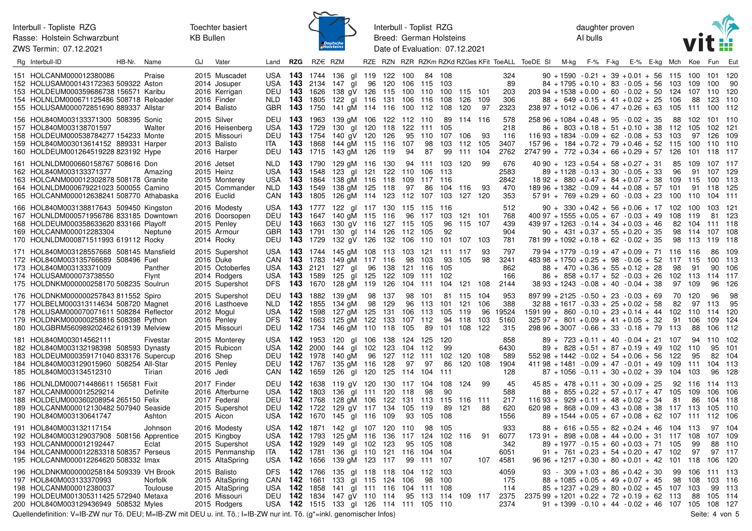| Rg | Interbull-ID | HB-Nr. | Name | GJ | Vater | Land | RZG | RZ€ | RZM | RZE | RZN | RZR | RZKm | RZKd | RZGes | KFit | ToeALL | ToeDE | SI | M-kg | F-% | F-kg | E-% | E-kg | Mch | Koe | Fun | Eut |
|---|---|---|---|---|---|---|---|---|---|---|---|---|---|---|---|---|---|---|---|---|---|---|---|---|---|---|---|---|
| 151 | HOLCANM000012380086 | | Praise | 2015 | Muscadet | USA | **143** | 1744 | 136 gl | 119 | 122 | 100 | 84 | 108 | | | 324 | | 90 | +1590 | -0.21 | +39 | +0.01 | +56 | 115 | 100 | 101 | 120 |
| 152 | HOLUSAM000143172363 | 509322 | Aston | 2014 | Josuper | USA | **143** | 2134 | 147 gl | 96 | 120 | 106 | 115 | 103 | | | 89 | | 84 | +1795 | +0.10 | +83 | -0.05 | +56 | 103 | 109 | 100 | 90 |
| 153 | HOLDEUM000359686738 | 156571 | Karibu | 2016 | Kerrigan | DEU | **143** | 1626 | 138 gV | 126 | 115 | 100 | 110 | 100 | 115 | 101 | 203 | 203 | 94 | +1538 | +0.00 | +60 | -0.02 | +50 | 124 | 107 | 110 | 120 |
| 154 | HOLNLDM000671125486 | 508718 | Reloader | 2016 | Finder | NLD | **143** | 1805 | 122 gl | 116 | 131 | 106 | 116 | 108 | 126 | 109 | 306 | | 88 | +649 | +0.15 | +41 | +0.02 | +25 | 106 | 88 | 123 | 110 |
| 155 | HOLUSAM000072851690 | 889337 | Allstar | 2014 | Balisto | GBR | **143** | 1750 | 141 gM | 114 | 116 | 100 | 112 | 108 | 120 | 97 | 2323 | 238 | 97 | +1012 | +0.06 | +47 | +0.26 | +63 | 105 | 111 | 100 | 112 |
| 156 | HOL840M003133371300 | 508395 | Sonic | 2015 | Silver | DEU | **143** | 1963 | 139 gM | 106 | 122 | 112 | 110 | 89 | 114 | 116 | 578 | 258 | 96 | +1084 | +0.48 | +95 | -0.02 | +35 | 88 | 102 | 101 | 110 |
| 157 | HOL840M003138701597 | | Walter | 2016 | Heisenberg | USA | **143** | 1729 | 130 gl | 120 | 118 | 122 | 111 | 105 | | | 218 | | 86 | +803 | +0.18 | +51 | +0.10 | +38 | 112 | 105 | 102 | 121 |
| 158 | HOLDEUM000538784277 | 154233 | Monte | 2015 | Missouri | DEU | **143** | 1754 | 140 gV | 120 | 126 | 95 | 110 | 107 | 106 | 93 | 116 | 116 | 93 | +1834 | -0.09 | +62 | -0.08 | +53 | 103 | 97 | 126 | 109 |
| 159 | HOL840M003013614152 | 889331 | Harper | 2013 | Balisto | ITA | **143** | 1868 | 144 gM | 115 | 116 | 107 | 98 | 103 | 112 | 105 | 3407 | 157 | 96 | +184 | +0.72 | +79 | +0.46 | +52 | 115 | 100 | 110 | 110 |
| 160 | HOLDEUM001264519228 | 823192 | Hype | 2016 | Harper | DEU | **143** | 1715 | 143 gM | 126 | 119 | 94 | 87 | 99 | 111 | 104 | 2762 | 2747 | 99 | +772 | +0.34 | +66 | +0.29 | +57 | 126 | 101 | 118 | 117 |
| 161 | HOLNLDM000660158767 | 508616 | Don | 2016 | Jetset | NLD | **143** | 1790 | 129 gM | 116 | 130 | 94 | 111 | 103 | 120 | 99 | 676 | 40 | 90 | +123 | +0.54 | +58 | +0.27 | +31 | 85 | 109 | 107 | 117 |
| 162 | HOL840M003133371377 | | Amazing | 2015 | Heinz | USA | **143** | 1548 | 123 gl | 121 | 122 | 110 | 106 | 113 | | | 2583 | | 89 | +1128 | -0.13 | +30 | -0.05 | +33 | 96 | 91 | 107 | 129 |
| 163 | HOLCANM000012302878 | 508178 | Granite | 2015 | Monterey | USA | **143** | 1864 | 138 gM | 116 | 118 | 109 | 117 | 116 | | | 2842 | 18 | 92 | +880 | +0.47 | +84 | +0.07 | +38 | 109 | 115 | 100 | 113 |
| 164 | HOLNLDM000679221023 | 500055 | Camino | 2015 | Commander | NLD | **143** | 1549 | 138 gM | 125 | 118 | 97 | 86 | 104 | 116 | 93 | 470 | 189 | 96 | +1382 | -0.09 | +44 | +0.08 | +57 | 101 | 91 | 118 | 125 |
| 165 | HOLCANM000012638241 | 508770 | Athabaska | 2016 | Euclid | CAN | **143** | 1805 | 126 gM | 114 | 123 | 112 | 107 | 103 | 127 | 120 | 353 | 57 | 91 | +769 | +0.29 | +60 | -0.03 | +23 | 100 | 110 | 104 | 111 |
| 166 | HOL840M003138817643 | 509450 | Kingston | 2016 | Modesty | USA | **143** | 1777 | 122 gl | 117 | 130 | 115 | 115 | 116 | | | 512 | | 90 | +330 | +0.42 | +56 | +0.06 | +17 | 102 | 100 | 103 | 121 |
| 167 | HOLNLDM000571956786 | 833185 | Downtown | 2016 | Doorsopen | DEU | **143** | 1647 | 140 gM | 115 | 116 | 96 | 117 | 103 | 121 | 101 | 768 | 400 | 97 | +1555 | +0.05 | +67 | -0.03 | +49 | 108 | 119 | 81 | 123 |
| 168 | HOLDEUM000358633620 | 833166 | Playoff | 2015 | Penley | DEU | **143** | 1663 | 130 gV | 116 | 127 | 115 | 105 | 96 | 115 | 107 | 439 | 439 | 97 | +1263 | -0.14 | +34 | +0.03 | +46 | 82 | 104 | 111 | 118 |
| 169 | HOLCANM000012283304 | | Neptune | 2015 | Armour | GBR | **143** | 1791 | 130 gl | 114 | 126 | 112 | 105 | 92 | | | 904 | | 90 | +431 | +0.37 | +55 | +0.20 | +35 | 98 | 114 | 107 | 108 |
| 170 | HOLNLDM000871511993 | 619112 | Rocky | 2014 | Rocky | DEU | **143** | 1729 | 132 gV | 126 | 132 | 106 | 110 | 101 | 107 | 103 | 781 | 781 | 99 | +1092 | +0.18 | +62 | -0.02 | +35 | 98 | 113 | 119 | 118 |
| 171 | HOL840M003128557668 | 508145 | Mansfield | 2015 | Supershot | USA | **143** | 1744 | 145 gM | 108 | 113 | 103 | 121 | 111 | 117 | 93 | 797 | 79 | 94 | +1779 | -0.19 | +47 | +0.09 | +71 | 116 | 116 | 86 | 109 |
| 172 | HOL840M003135766689 | 508496 | Fuel | 2016 | Duke | CAN | **143** | 1783 | 149 gM | 117 | 116 | 98 | 103 | 93 | 105 | 98 | 3241 | 483 | 98 | +1750 | +0.25 | +98 | -0.06 | +52 | 117 | 115 | 100 | 113 |
| 173 | HOL840M003133371009 | | Panther | 2015 | Octoberfes | USA | **143** | 2121 | 127 gl | 96 | 138 | 121 | 116 | 105 | | | 862 | | 88 | +470 | +0.36 | +55 | +0.12 | +28 | 98 | 91 | 90 | 106 |
| 174 | HOLUSAM000073738550 | | Flynt | 2014 | Rodgers | USA | **143** | 1589 | 125 gl | 125 | 122 | 109 | 111 | 102 | | | 166 | | 86 | +858 | +0.17 | +52 | -0.03 | +26 | 102 | 113 | 114 | 117 |
| 175 | HOLDNKM000000258170 | 508235 | Soulrun | 2015 | Supershot | DFS | **143** | 1670 | 128 gM | 119 | 126 | 104 | 111 | 104 | 121 | 108 | 2144 | 38 | 93 | +1243 | -0.08 | +40 | -0.04 | +38 | 97 | 109 | 96 | 126 |
| 176 | HOLDNKM000000257843 | 811552 | Spiro | 2015 | Supershot | DEU | **143** | 1882 | 139 gM | 98 | 137 | 98 | 101 | 81 | 115 | 104 | 953 | 897 | 99 | +2125 | -0.50 | +23 | -0.03 | +69 | 70 | 120 | 96 | 98 |
| 177 | HOLBELM000313114634 | 508720 | Magnet | 2016 | Lasthoeve | NLD | **142** | 1855 | 134 gM | 98 | 129 | 96 | 113 | 101 | 121 | 106 | 388 | 32 | 88 | +1617 | -0.33 | +25 | +0.02 | +58 | 82 | 97 | 113 | 95 |
| 178 | HOLUSAM000070071611 | 508284 | Reflector | 2012 | Mogul | USA | **142** | 1598 | 127 gM | 125 | 131 | 106 | 113 | 105 | 119 | 96 | 19524 | 1591 | 99 | +860 | -0.10 | +23 | +0.14 | +44 | 102 | 110 | 114 | 120 |
| 179 | HOLDNKM000000258816 | 508398 | Python | 2016 | Penley | DFS | **142** | 1663 | 125 gM | 122 | 133 | 107 | 112 | 94 | 118 | 103 | 5160 | 325 | 97 | +801 | +0.09 | +41 | +0.05 | +32 | 91 | 106 | 109 | 124 |
| 180 | HOLGBRM560989202462 | 619139 | Melview | 2015 | Missouri | DEU | **142** | 1734 | 146 gM | 110 | 118 | 105 | 89 | 101 | 108 | 122 | 315 | 298 | 96 | +3007 | -0.66 | +33 | -0.18 | +79 | 113 | 88 | 106 | 112 |
| 181 | HOL840M003014562111 | | Fivestar | 2015 | Monterey | USA | **142** | 1953 | 120 gl | 106 | 138 | 124 | 125 | 120 | | | 858 | | 89 | +723 | +0.11 | +40 | -0.04 | +21 | 107 | 94 | 110 | 102 |
| 182 | HOL840M003132198398 | 508593 | Dynasty | 2015 | Rubicon | USA | **142** | 2000 | 144 gl | 102 | 123 | 104 | 112 | 99 | | | 6430 | | 89 | +828 | +0.51 | +87 | +0.19 | +49 | 102 | 110 | 95 | 101 |
| 183 | HOLDEUM000359171040 | 833176 | Supercup | 2016 | Shep | DEU | **142** | 1978 | 140 gM | 96 | 127 | 112 | 111 | 102 | 120 | 108 | 589 | 552 | 98 | +1442 | -0.02 | +54 | +0.06 | +56 | 122 | 95 | 82 | 104 |
| 184 | HOL840M003129015960 | 508254 | All-Star | 2015 | Penley | DEU | **142** | 1767 | 135 gM | 116 | 128 | 97 | 97 | 86 | 120 | 108 | 1904 | 411 | 98 | +1481 | -0.09 | +47 | -0.01 | +49 | 109 | 111 | 104 | 113 |
| 185 | HOL840M003134512310 | | Tirian | 2016 | Jedi | CAN | **142** | 1659 | 126 gl | 120 | 125 | 114 | 104 | 111 | | | 128 | | 87 | +1056 | -0.11 | +30 | +0.02 | +39 | 104 | 103 | 96 | 128 |
| 186 | HOLNLDM000714486611 | 156581 | Fixit | 2017 | Finder | DEU | **142** | 1638 | 119 gV | 120 | 130 | 117 | 104 | 108 | 124 | 99 | 45 | 45 | 85 | +478 | +0.11 | +30 | +0.09 | +25 | 92 | 116 | 114 | 113 |
| 187 | HOLCANM000012529214 | | Definite | 2016 | Afterburne | USA | **142** | 1803 | 136 gl | 111 | 120 | 118 | 98 | 90 | | | 588 | | 88 | +855 | +0.22 | +57 | +0.17 | +47 | 105 | 109 | 106 | 106 |
| 188 | HOLDEUM000360208954 | 265150 | Felix | 2017 | Federal | DEU | **142** | 1768 | 128 gM | 106 | 122 | 131 | 113 | 115 | 116 | 111 | 217 | 116 | 93 | +929 | +0.11 | +48 | +0.02 | +34 | 81 | 86 | 104 | 118 |
| 189 | HOLCANM000012130482 | 507940 | Seaside | 2015 | Supershot | DEU | **142** | 1722 | 129 gV | 117 | 134 | 105 | 119 | 89 | 121 | 88 | 620 | 620 | 98 | +868 | +0.09 | +43 | +0.08 | +38 | 117 | 113 | 105 | 110 |
| 190 | HOL840M003130641747 | | Ashton | 2015 | Aicon | USA | **142** | 1670 | 145 gl | 116 | 109 | 93 | 105 | 108 | | | 1556 | | 89 | +1544 | +0.05 | +67 | +0.08 | +62 | 107 | 111 | 112 | 106 |
| 191 | HOL840M003132117154 | | Johnson | 2016 | Modesty | USA | **142** | 1871 | 142 gl | 107 | 120 | 110 | 98 | 105 | | | 933 | | 88 | +616 | +0.55 | +82 | +0.24 | +46 | 104 | 113 | 97 | 104 |
| 192 | HOL840M003129037908 | 508156 | Apprentice | 2015 | Kingboy | USA | **142** | 1793 | 125 gM | 116 | 136 | 117 | 124 | 102 | 116 | 91 | 6077 | 173 | 91 | +898 | +0.08 | +44 | +0.00 | +31 | 117 | 108 | 107 | 109 |
| 193 | HOLCANM000012192447 | | Eclat | 2015 | Supershot | USA | **142** | 1929 | 149 gl | 102 | 123 | 95 | 105 | 108 | | | 342 | | 89 | +1977 | -0.15 | +60 | +0.03 | +71 | 105 | 99 | 88 | 110 |
| 194 | HOLCANM000012283318 | 508357 | Perseus | 2015 | Penmanship | ITA | **142** | 1781 | 136 gl | 110 | 121 | 116 | 104 | 104 | | | 6051 | | 91 | +761 | +0.23 | +54 | +0.20 | +47 | 102 | 97 | 97 | 117 |
| 195 | HOLCANM000012264620 | 508332 | Imax | 2015 | AltaSpring | USA | **142** | 1656 | 139 gM | 123 | 117 | 99 | 111 | 107 | | 107 | 4581 | 96 | 96 | +1217 | +0.30 | +80 | +0.01 | +42 | 101 | 118 | 106 | 120 |
| 196 | HOLDNKM000000258184 | 509339 | VH Brook | 2015 | Balisto | DFS | **142** | 1766 | 135 gl | 118 | 118 | 104 | 112 | 103 | | | 4059 | | 93 | -309 | +1.03 | +86 | +0.42 | +30 | 99 | 106 | 111 | 113 |
| 197 | HOL840M003133370993 | | Norfolk | 2015 | AltaSpring | CAN | **142** | 1661 | 133 gl | 115 | 124 | 106 | 98 | 100 | | | 175 | | 88 | +1085 | +0.05 | +49 | +0.07 | +45 | 98 | 108 | 103 | 116 |
| 198 | HOLCANM000012380037 | | Toulouse | 2015 | AltaSpring | USA | **142** | 1858 | 141 gl | 111 | 116 | 104 | 111 | 108 | | | 114 | | 85 | +1237 | +0.29 | +80 | +0.02 | +45 | 107 | 103 | 99 | 113 |
| 199 | HOLDEUM001265311425 | 572940 | Metaxa | 2016 | Missouri | DEU | **142** | 1834 | 147 gV | 110 | 114 | 95 | 113 | 114 | 109 | 117 | 2375 | 2375 | 99 | +1201 | +0.22 | +72 | +0.19 | +62 | 113 | 88 | 105 | 114 |
| 200 | HOL840M003129436949 | 508532 | Myles | 2015 | Rodgers | USA | **142** | 1515 | 133 gl | 126 | 114 | 111 | 105 | 110 | | | 2374 | | 91 | +1399 | -0.10 | +44 | -0.02 | +46 | 107 | 105 | 108 | 127 |

Quellendefinition: V=IB-ZW nur Tö. DEU; M=IB-ZW mit DEU u. int. Tö.; I=IB-ZW nur int. Tö. (g*=inkl. genomischer Infos)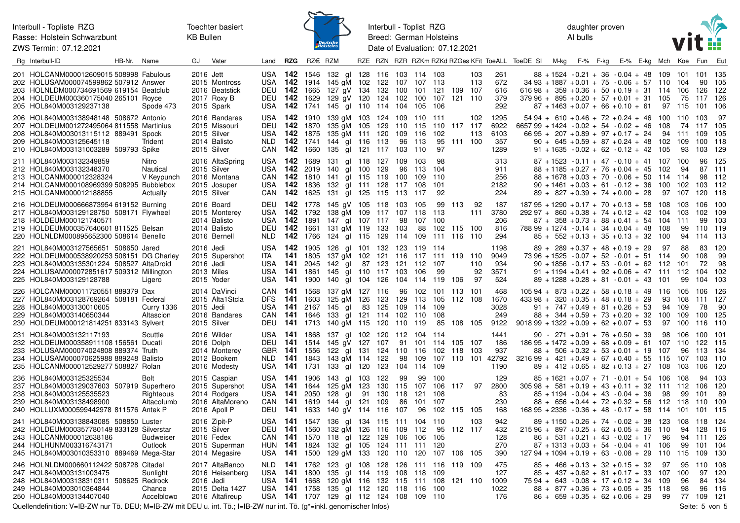| Rg | Interbull-ID | HB-Nr. | Name | GJ | Vater | Land | RZG | RZ€ | RZM | RZE | RZN | RZR | RZKm | RZKd | RZGes | KFit | ToeALL | ToeDE | SI | M-kg | F-% | F-kg | E-% | E-kg | Mch | Koe | Fun | Eut |
|---|---|---|---|---|---|---|---|---|---|---|---|---|---|---|---|---|---|---|---|---|---|---|---|---|---|---|---|---|
| 201 | HOLCANM000012609015 | 508998 | Fabulous | 2016 | Jett | USA | **142** | 1546 | 132 gl | 128 | 116 | 103 | 114 | 103 | | 103 | 261 | | 88 | +1524 | -0.21 | +36 | -0.04 | +48 | 109 | 101 | 101 | 135 |
| 202 | HOLUSAM000074599862 | 507912 | Answer | 2015 | Montross | USA | **142** | 1914 | 145 gM | 102 | 122 | 107 | 107 | 113 | | 113 | 672 | 34 | 93 | +1887 | +0.01 | +75 | -0.06 | +57 | 110 | 104 | 90 | 105 |
| 203 | HOLNLDM000734691569 | 619154 | Beatclub | 2016 | Beatstick | DEU | **142** | 1665 | 127 gV | 134 | 132 | 100 | 101 | 121 | 109 | 107 | 616 | 616 | 98 | +359 | +0.36 | +50 | +0.19 | +31 | 114 | 106 | 126 | 122 |
| 204 | HOLDEUM000360175040 | 265101 | Royce | 2017 | Roxy B | DEU | **142** | 1629 | 129 gV | 120 | 124 | 102 | 100 | 107 | 121 | 110 | 379 | 379 | 96 | +895 | +0.20 | +57 | +0.01 | +31 | 105 | 75 | 117 | 126 |
| 205 | HOL840M003129237138 | | Spode 473 | 2015 | Spark | USA | **142** | 1741 | 145 gl | 110 | 114 | 104 | 105 | 106 | | | 292 | | 87 | +1463 | +0.07 | +66 | +0.10 | +61 | 97 | 115 | 101 | 106 |
| 206 | HOL840M003138948148 | 508672 | Antonio | 2016 | Bandares | USA | **142** | 1910 | 139 gM | 103 | 124 | 109 | 110 | 111 | | 102 | 1295 | 54 | 94 | +610 | +0.46 | +72 | +0.24 | +46 | 100 | 110 | 103 | 97 |
| 207 | HOLDEUM001272495064 | 811558 | Martinius | 2015 | Missouri | DEU | **142** | 1870 | 135 gM | 105 | 129 | 110 | 115 | 110 | 117 | 117 | 6922 | 6657 | 99 | +1424 | -0.02 | +54 | -0.02 | +46 | 108 | 74 | 117 | 105 |
| 208 | HOL840M003013115112 | 889491 | Spock | 2015 | Silver | USA | **142** | 1875 | 135 gM | 111 | 120 | 109 | 116 | 102 | | 113 | 6103 | 66 | 95 | +207 | +0.89 | +97 | +0.17 | +24 | 94 | 111 | 109 | 105 |
| 209 | HOL840M003125645118 | | Trident | 2014 | Balisto | NLD | **142** | 1741 | 144 gl | 116 | 113 | 96 | 113 | 95 | 111 | 100 | 357 | | 90 | +645 | +0.59 | +87 | +0.24 | +48 | 102 | 109 | 100 | 118 |
| 210 | HOL840M003131003289 | 509793 | Spike | 2015 | Silver | CAN | **142** | 1660 | 135 gl | 121 | 117 | 103 | 110 | 97 | | | 1289 | | 91 | +1635 | -0.02 | +62 | -0.12 | +42 | 105 | 93 | 103 | 129 |
| 211 | HOL840M003132349859 | | Nitro | 2016 | AltaSpring | USA | **142** | 1689 | 131 gl | 118 | 127 | 109 | 103 | 98 | | | 313 | | 87 | +1523 | -0.11 | +47 | -0.10 | +41 | 107 | 100 | 96 | 125 |
| 212 | HOL840M003132348370 | | Nautical | 2015 | Silver | USA | **142** | 2019 | 140 gl | 100 | 129 | 96 | 113 | 104 | | | 911 | | 88 | +1185 | +0.27 | +76 | +0.04 | +45 | 102 | 94 | 87 | 111 |
| 213 | HOLCANM000012328324 | | V Keypunch | 2016 | Montana | CAN | **142** | 1810 | 141 gl | 115 | 119 | 100 | 109 | 110 | | | 256 | | 88 | +1678 | +0.03 | +70 | -0.06 | +50 | 114 | 114 | 98 | 112 |
| 214 | HOLCANM000108969399 | 508295 | Bubblebox | 2015 | Josuper | USA | **142** | 1836 | 132 gl | 111 | 128 | 117 | 108 | 101 | | | 2182 | | 90 | +1461 | +0.03 | +61 | -0.12 | +36 | 100 | 102 | 103 | 112 |
| 215 | HOLCANM000012188855 | | Actually | 2015 | Silver | CAN | **142** | 1625 | 131 gl | 125 | 115 | 113 | 117 | 92 | | | 224 | | 89 | +827 | +0.39 | +74 | +0.00 | +28 | 97 | 107 | 120 | 118 |
| 216 | HOLDEUM000666873954 | 619152 | Burning | 2016 | Board | DEU | **142** | 1778 | 145 gV | 105 | 118 | 103 | 105 | 99 | 113 | 92 | 187 | 187 | 95 | +1290 | +0.17 | +70 | +0.13 | +58 | 108 | 103 | 106 | 100 |
| 217 | HOL840M003129128750 | 508171 | Flywheel | 2015 | Monterey | USA | **142** | 1792 | 138 gM | 109 | 117 | 107 | 118 | 113 | | 111 | 3780 | 292 | 97 | +860 | +0.38 | +74 | +0.12 | +42 | 104 | 103 | 102 | 109 |
| 218 | HOLDEUM000121740571 | | | 2014 | Balisto | USA | **142** | 1891 | 147 gl | 107 | 117 | 98 | 107 | 100 | | | 206 | | 87 | +358 | +0.73 | +88 | +0.41 | +54 | 104 | 111 | 99 | 103 |
| 219 | HOLDEUM000357640601 | 811525 | Belsan | 2014 | Balisto | DEU | **142** | 1661 | 131 gM | 119 | 133 | 103 | 88 | 102 | 115 | 100 | 816 | 788 | 99 | +1274 | -0.14 | +34 | +0.04 | +48 | 108 | 99 | 110 | 119 |
| 220 | HOLNLDM000895652300 | 508614 | Benello | 2016 | Bernell | NLD | **142** | 1766 | 124 gl | 115 | 129 | 114 | 109 | 111 | 116 | 110 | 294 | | 85 | +552 | +0.13 | +35 | +0.13 | +32 | 100 | 94 | 114 | 113 |
| 221 | HOL840M003127565651 | 508650 | Jared | 2016 | Jedi | USA | **142** | 1905 | 126 gl | 101 | 132 | 123 | 119 | 114 | | | 1198 | | 89 | +289 | +0.37 | +48 | +0.19 | +29 | 97 | 88 | 83 | 120 |
| 222 | HOLDEUM000538920253 | 508151 | DG Charley | 2015 | Supershot | ITA | **141** | 1805 | 137 gM | 102 | 121 | 116 | 117 | 111 | 119 | 110 | 9049 | 73 | 96 | +1525 | -0.07 | +52 | -0.01 | +51 | 114 | 90 | 108 | 99 |
| 223 | HOL840M003135301224 | 508527 | AltaDroid | 2016 | Jedi | USA | **141** | 2045 | 142 gl | 87 | 123 | 121 | 112 | 107 | | 110 | 934 | | 90 | +1856 | -0.17 | +53 | -0.01 | +62 | 112 | 101 | 72 | 98 |
| 224 | HOLUSAM000072851617 | 509312 | Millington | 2013 | Miles | USA | **141** | 1861 | 145 gl | 110 | 117 | 103 | 106 | 99 | | 92 | 3571 | | 91 | +1194 | +0.41 | +92 | +0.06 | +47 | 111 | 112 | 104 | 102 |
| 225 | HOL840M003129128788 | | Ligero | 2015 | Yoder | USA | **141** | 1900 | 140 gl | 104 | 126 | 104 | 114 | 119 | 106 | 97 | 524 | | 89 | +1288 | +0.28 | +81 | -0.01 | +43 | 101 | 99 | 104 | 103 |
| 226 | HOLCANM000011720551 | 889379 | Dax | 2014 | DaVinci | CAN | **141** | 1568 | 137 gM | 127 | 116 | 96 | 102 | 101 | 113 | 101 | 468 | 105 | 94 | +873 | +0.22 | +58 | +0.18 | +49 | 116 | 105 | 106 | 126 |
| 227 | HOL840M003128769264 | 508181 | Federal | 2015 | Alta1Stcla | DFS | **141** | 1603 | 125 gM | 126 | 123 | 129 | 113 | 105 | 112 | 108 | 1670 | 433 | 98 | +320 | +0.35 | +48 | +0.18 | +29 | 93 | 108 | 111 | 127 |
| 228 | HOL840M003130010605 | | Curry 1336 | 2015 | Jedi | USA | **141** | 2167 | 145 gl | 83 | 125 | 109 | 114 | 109 | | | 3028 | | 91 | +747 | +0.49 | +81 | +0.26 | +53 | 94 | 109 | 78 | 90 |
| 229 | HOL840M003140650344 | | Altascion | 2016 | Bandares | CAN | **141** | 1646 | 133 gl | 121 | 114 | 102 | 110 | 108 | | | 249 | | 88 | +344 | +0.59 | +73 | +0.20 | +32 | 100 | 109 | 100 | 125 |
| 230 | HOLDEUM000121814251 | 833143 | Sylvert | 2015 | Silver | DEU | **141** | 1713 | 140 gM | 115 | 120 | 110 | 119 | 85 | 108 | 105 | 9122 | 9018 | 99 | +1322 | +0.09 | +62 | +0.07 | +53 | 97 | 100 | 116 | 110 |
| 231 | HOL840M003132117193 | | Scuttle | 2016 | Wilder | USA | **141** | 1868 | 137 gl | 102 | 120 | 112 | 104 | 114 | | | 1441 | | 90 | -271 | +0.91 | +76 | +0.50 | +39 | 98 | 106 | 100 | 101 |
| 232 | HOLDEUM000358911108 | 156561 | Ducati | 2016 | Dolph | DEU | **141** | 1514 | 145 gV | 127 | 107 | 91 | 101 | 114 | 105 | 107 | 186 | 186 | 95 | +1472 | +0.09 | +68 | +0.09 | +61 | 107 | 110 | 122 | 115 |
| 233 | HOLUSAM000074024808 | 889374 | Truth | 2014 | Monterey | GBR | **141** | 1556 | 122 gl | 131 | 124 | 110 | 116 | 102 | 118 | 103 | 937 | | 88 | +506 | +0.32 | +53 | +0.01 | +19 | 107 | 96 | 113 | 134 |
| 234 | HOLUSAM000070625988 | 889248 | Balisto | 2012 | Bookem | NLD | **141** | 1843 | 143 gM | 114 | 122 | 98 | 109 | 107 | 110 | 101 | 42792 | 3216 | 99 | +421 | +0.49 | +67 | +0.40 | +55 | 115 | 107 | 103 | 110 |
| 235 | HOLCANM000012529277 | 508827 | Rolan | 2016 | Modesty | USA | **141** | 1731 | 133 gl | 120 | 123 | 104 | 114 | 109 | | | 1190 | | 89 | +412 | +0.65 | +82 | +0.13 | +27 | 108 | 103 | 106 | 120 |
| 236 | HOL840M003125325534 | | Bolt | 2015 | Caspian | USA | **141** | 1906 | 143 gl | 103 | 122 | 99 | 99 | 100 | | | 129 | | 85 | +1621 | +0.07 | +71 | -0.01 | +54 | 106 | 108 | 94 | 103 |
| 237 | HOL840M003129037603 | 507919 | Superhero | 2015 | Supershot | USA | **141** | 1644 | 125 gM | 123 | 130 | 115 | 107 | 106 | 117 | 97 | 2800 | 305 | 98 | +581 | +0.19 | +43 | +0.11 | +32 | 111 | 112 | 106 | 120 |
| 238 | HOL840M003125535523 | | Righteous | 2014 | Rodgers | USA | **141** | 2050 | 128 gl | 91 | 130 | 118 | 121 | 108 | | | 83 | | 85 | +1194 | -0.04 | +43 | -0.04 | +36 | 98 | 99 | 101 | 89 |
| 239 | HOL840M003138498900 | | Altacolumb | 2016 | AltaMoreno | CAN | **141** | 1619 | 144 gl | 121 | 109 | 86 | 101 | 107 | | | 230 | | 88 | +656 | +0.44 | +72 | +0.32 | +56 | 112 | 118 | 110 | 109 |
| 240 | HOLLUXM000599442978 | 811576 | Antek P | 2016 | Apoll P | DEU | **141** | 1633 | 140 gV | 114 | 116 | 107 | 96 | 102 | 115 | 105 | 168 | 168 | 95 | +2336 | -0.36 | +48 | -0.17 | +58 | 114 | 101 | 101 | 115 |
| 241 | HOL840M003138843085 | 508850 | Luster | 2016 | Zipit-P | USA | **141** | 1547 | 136 gl | 134 | 115 | 111 | 104 | 110 | | 103 | 942 | | 89 | +1150 | +0.26 | +74 | -0.02 | +38 | 123 | 108 | 118 | 124 |
| 242 | HOLDEUM000357780149 | 833128 | Silverstar | 2015 | Silver | DEU | **141** | 1560 | 132 gM | 126 | 116 | 109 | 112 | 95 | 112 | 117 | 432 | 215 | 96 | +897 | +0.25 | +62 | +0.05 | +36 | 110 | 94 | 128 | 116 |
| 243 | HOLCANM000012638186 | | Budweiser | 2016 | Fedex | CAN | **141** | 1570 | 118 gl | 122 | 129 | 106 | 106 | 105 | | | 128 | | 86 | +531 | +0.21 | +43 | -0.02 | +17 | 96 | 94 | 111 | 126 |
| 244 | HOLHUNM003316743171 | | Outlook | 2015 | Superman | HUN | **141** | 1824 | 132 gl | 105 | 124 | 111 | 111 | 120 | | | 270 | | 87 | +1313 | +0.03 | +54 | -0.04 | +41 | 106 | 99 | 101 | 104 |
| 245 | HOL840M003010353310 | 889469 | Mega-Star | 2014 | Megasire | USA | **141** | 1500 | 129 gM | 133 | 120 | 110 | 120 | 107 | 106 | 105 | 390 | 127 | 94 | +1094 | +0.19 | +63 | -0.08 | +29 | 110 | 115 | 109 | 130 |
| 246 | HOLNLDM000660112422 | 508728 | Citadel | 2017 | AltaBanco | NLD | **141** | 1762 | 123 gl | 108 | 128 | 126 | 111 | 116 | 119 | 109 | 475 | | 85 | +466 | +0.13 | +32 | +0.15 | +32 | 97 | 95 | 110 | 108 |
| 247 | HOL840M003131003475 | | Sunlight | 2016 | Heisenberg | USA | **141** | 1800 | 135 gl | 114 | 119 | 108 | 118 | 109 | | | 127 | | 85 | +437 | +0.62 | +81 | +0.17 | +33 | 107 | 100 | 97 | 120 |
| 248 | HOL840M003138310311 | 508625 | Redrock | 2016 | Jedi | USA | **141** | 1668 | 120 gM | 116 | 132 | 115 | 111 | 108 | 121 | 110 | 1009 | 75 | 94 | +643 | -0.08 | +17 | +0.12 | +34 | 109 | 96 | 84 | 134 |
| 249 | HOL840M003010364844 | | Chance | 2015 | Delta 1427 | USA | **141** | 1758 | 135 gl | 112 | 120 | 118 | 116 | 100 | | | 1022 | | 88 | +877 | +0.36 | +73 | +0.05 | +35 | 118 | 98 | 96 | 116 |
| 250 | HOL840M003134407040 | | Accelblowo | 2016 | Altafireup | USA | **141** | 1707 | 129 gl | 112 | 124 | 108 | 109 | 110 | | | 176 | | 86 | +659 | +0.35 | +62 | +0.06 | +29 | 99 | 77 | 109 | 121 |

Quellendefinition: V=IB-ZW nur Tö. DEU; M=IB-ZW mit DEU u. int. Tö.; I=IB-ZW nur int. Tö. (g*=inkl. genomischer Infos)